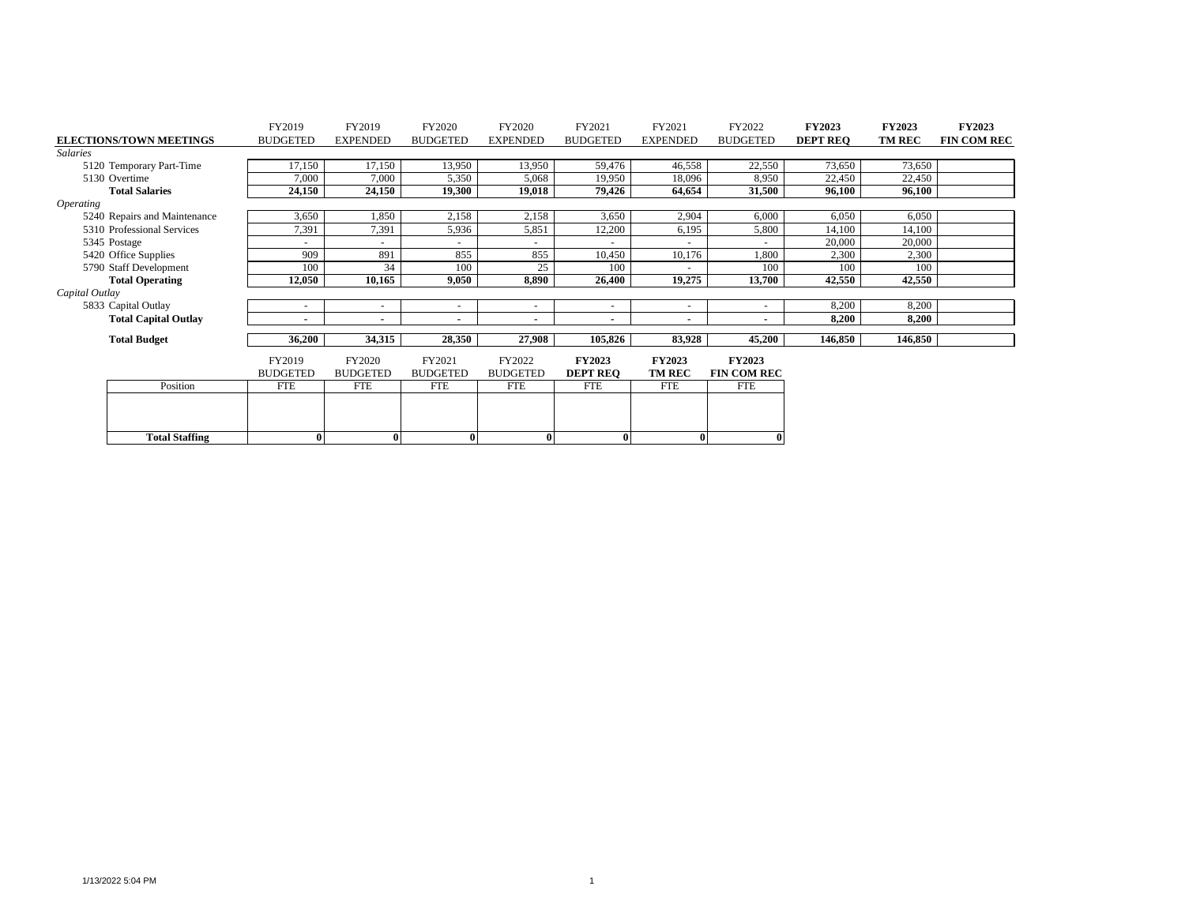| ELECTIONS/TOWN MEETINGS | FY2019 BUDGETED | FY2019 EXPENDED | FY2020 BUDGETED | FY2020 EXPENDED | FY2021 BUDGETED | FY2021 EXPENDED | FY2022 BUDGETED | **FY2023 DEPT REQ** | **FY2023 TM REC** | **FY2023 FIN COM REC** |
|---|---|---|---|---|---|---|---|---|---|---|
| *Salaries* | | | | | | | | | | |
| 5120 Temporary Part-Time | 17,150 | 17,150 | 13,950 | 13,950 | 59,476 | 46,558 | 22,550 | 73,650 | 73,650 | |
| 5130 Overtime | 7,000 | 7,000 | 5,350 | 5,068 | 19,950 | 18,096 | 8,950 | 22,450 | 22,450 | |
| **Total Salaries** | **24,150** | **24,150** | **19,300** | **19,018** | **79,426** | **64,654** | **31,500** | **96,100** | **96,100** | |
| *Operating* | | | | | | | | | | |
| 5240 Repairs and Maintenance | 3,650 | 1,850 | 2,158 | 2,158 | 3,650 | 2,904 | 6,000 | 6,050 | 6,050 | |
| 5310 Professional Services | 7,391 | 7,391 | 5,936 | 5,851 | 12,200 | 6,195 | 5,800 | 14,100 | 14,100 | |
| 5345 Postage | - | - | - | - | - | - | - | 20,000 | 20,000 | |
| 5420 Office Supplies | 909 | 891 | 855 | 855 | 10,450 | 10,176 | 1,800 | 2,300 | 2,300 | |
| 5790 Staff Development | 100 | 34 | 100 | 25 | 100 | - | 100 | 100 | 100 | |
| **Total Operating** | **12,050** | **10,165** | **9,050** | **8,890** | **26,400** | **19,275** | **13,700** | **42,550** | **42,550** | |
| *Capital Outlay* | | | | | | | | | | |
| 5833 Capital Outlay | - | - | - | - | - | - | - | 8,200 | 8,200 | |
| **Total Capital Outlay** | **-** | **-** | **-** | **-** | **-** | **-** | **-** | **8,200** | **8,200** | |
| **Total Budget** | **36,200** | **34,315** | **28,350** | **27,908** | **105,826** | **83,928** | **45,200** | **146,850** | **146,850** | |

| Position | FY2019 BUDGETED FTE | FY2020 BUDGETED FTE | FY2021 BUDGETED FTE | FY2022 BUDGETED FTE | **FY2023 DEPT REQ** FTE | **FY2023 TM REC** FTE | **FY2023 FIN COM REC** FTE |
|---|---|---|---|---|---|---|---|
| | | | | | | | |
| **Total Staffing** | **0** | **0** | **0** | **0** | **0** | **0** | **0** |

1/13/2022 5:04 PM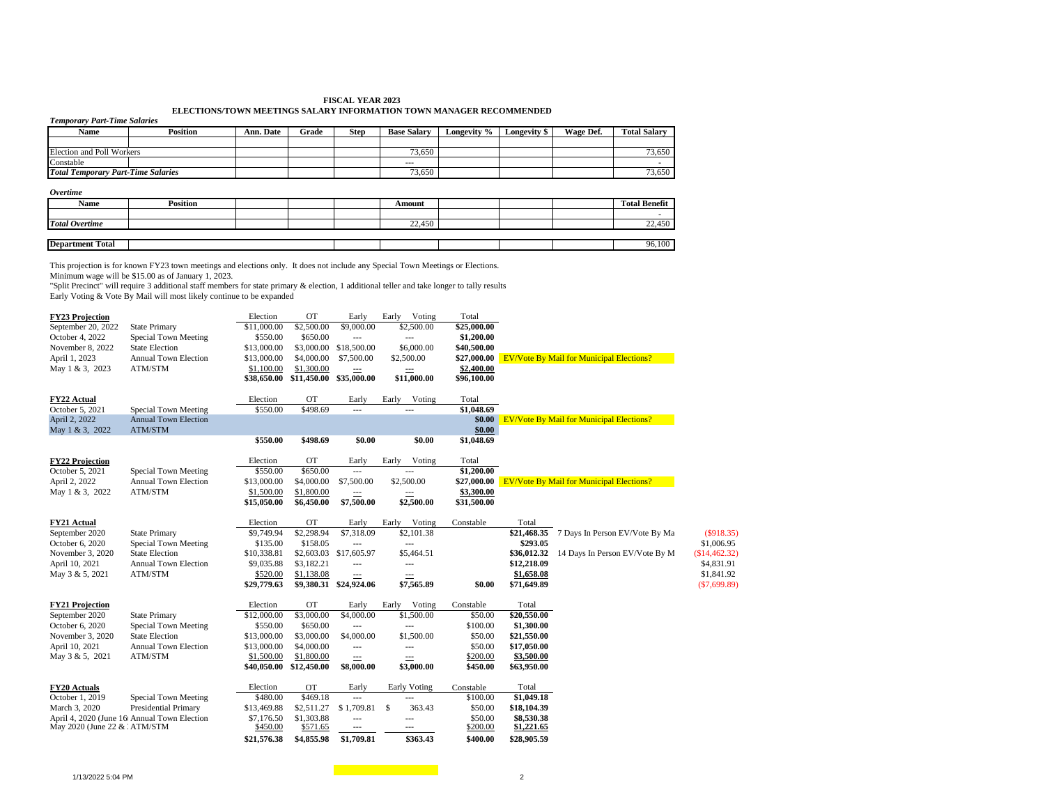## FISCAL YEAR 2023
## ELECTIONS/TOWN MEETINGS SALARY INFORMATION TOWN MANAGER RECOMMENDED

*Temporary Part-Time Salaries*

| Name | Position | Ann. Date | Grade | Step | Base Salary | Longevity % | Longevity $ | Wage Def. | Total Salary |
|---|---|---|---|---|---|---|---|---|---|
| | | | | | | | | | |
| Election and Poll Workers | | | | | 73,650 | | | | 73,650 |
| Constable | | | | | --- | | | | - |
| ***Total Temporary Part-Time Salaries*** | | | | | 73,650 | | | | 73,650 |

*Overtime*

| Name | Position | | | | Amount | | | | Total Benefit |
|---|---|---|---|---|---|---|---|---|---|
| | | | | | | | | | - |
| ***Total Overtime*** | | | | | 22,450 | | | | 22,450 |
| | | | | | | | | | |
| **Department Total** | | | | | | | | | 96,100 |

This projection is for known FY23 town meetings and elections only. It does not include any Special Town Meetings or Elections.
Minimum wage will be $15.00 as of January 1, 2023.
"Split Precinct" will require 3 additional staff members for state primary & election, 1 additional teller and take longer to tally results
Early Voting & Vote By Mail will most likely continue to be expanded

| **FY23 Projection** | | Election | OT | Early | Early Voting | Total | |
|---|---|---|---|---|---|---|---|
| September 20, 2022 | State Primary | $11,000.00 | $2,500.00 | $9,000.00 | $2,500.00 | $25,000.00 | |
| October 4, 2022 | Special Town Meeting | $550.00 | $650.00 | --- | --- | $1,200.00 | |
| November 8, 2022 | State Election | $13,000.00 | $3,000.00 | $18,500.00 | $6,000.00 | $40,500.00 | |
| April 1, 2023 | Annual Town Election | $13,000.00 | $4,000.00 | $7,500.00 | $2,500.00 | $27,000.00 | EV/Vote By Mail for Municipal Elections? |
| May 1 & 3, 2023 | ATM/STM | $1,100.00 | $1,300.00 | --- | --- | $2,400.00 | |
| | | $38,650.00 | $11,450.00 | $35,000.00 | $11,000.00 | $96,100.00 | |

| **FY22 Actual** | | Election | OT | Early | Early Voting | Total | |
|---|---|---|---|---|---|---|---|
| October 5, 2021 | Special Town Meeting | $550.00 | $498.69 | --- | --- | $1,048.69 | |
| April 2, 2022 | Annual Town Election | | | | | $0.00 | EV/Vote By Mail for Municipal Elections? |
| May 1 & 3, 2022 | ATM/STM | | | | | $0.00 | |
| | | $550.00 | $498.69 | $0.00 | $0.00 | $1,048.69 | |

| **FY22 Projection** | | Election | OT | Early | Early Voting | Total | |
|---|---|---|---|---|---|---|---|
| October 5, 2021 | Special Town Meeting | $550.00 | $650.00 | --- | --- | $1,200.00 | |
| April 2, 2022 | Annual Town Election | $13,000.00 | $4,000.00 | $7,500.00 | $2,500.00 | $27,000.00 | EV/Vote By Mail for Municipal Elections? |
| May 1 & 3, 2022 | ATM/STM | $1,500.00 | $1,800.00 | --- | --- | $3,300.00 | |
| | | $15,050.00 | $6,450.00 | $7,500.00 | $2,500.00 | $31,500.00 | |

| **FY21 Actual** | | Election | OT | Early | Early Voting | Constable | Total | | |
|---|---|---|---|---|---|---|---|---|---|
| September 2020 | State Primary | $9,749.94 | $2,298.94 | $7,318.09 | $2,101.38 | | $21,468.35 | 7 Days In Person EV/Vote By Ma | ($918.35) |
| October 6, 2020 | Special Town Meeting | $135.00 | $158.05 | --- | --- | | $293.05 | | $1,006.95 |
| November 3, 2020 | State Election | $10,338.81 | $2,603.03 | $17,605.97 | $5,464.51 | | $36,012.32 | 14 Days In Person EV/Vote By M | ($14,462.32) |
| April 10, 2021 | Annual Town Election | $9,035.88 | $3,182.21 | --- | --- | | $12,218.09 | | $4,831.91 |
| May 3 & 5, 2021 | ATM/STM | $520.00 | $1,138.08 | --- | --- | | $1,658.08 | | $1,841.92 |
| | | $29,779.63 | $9,380.31 | $24,924.06 | $7,565.89 | $0.00 | $71,649.89 | | ($7,699.89) |

| **FY21 Projection** | | Election | OT | Early | Early Voting | Constable | Total |
|---|---|---|---|---|---|---|---|
| September 2020 | State Primary | $12,000.00 | $3,000.00 | $4,000.00 | $1,500.00 | $50.00 | $20,550.00 |
| October 6, 2020 | Special Town Meeting | $550.00 | $650.00 | --- | --- | $100.00 | $1,300.00 |
| November 3, 2020 | State Election | $13,000.00 | $3,000.00 | $4,000.00 | $1,500.00 | $50.00 | $21,550.00 |
| April 10, 2021 | Annual Town Election | $13,000.00 | $4,000.00 | --- | --- | $50.00 | $17,050.00 |
| May 3 & 5, 2021 | ATM/STM | $1,500.00 | $1,800.00 | --- | --- | $200.00 | $3,500.00 |
| | | $40,050.00 | $12,450.00 | $8,000.00 | $3,000.00 | $450.00 | $63,950.00 |

| **FY20 Actuals** | | Election | OT | Early | Early Voting | Constable | Total |
|---|---|---|---|---|---|---|---|
| October 1, 2019 | Special Town Meeting | $480.00 | $469.18 | --- | --- | $100.00 | $1,049.18 |
| March 3, 2020 | Presidential Primary | $13,469.88 | $2,511.27 | $1,709.81 | $ 363.43 | $50.00 | $18,104.39 |
| April 4, 2020 (June 16 | Annual Town Election | $7,176.50 | $1,303.88 | --- | --- | $50.00 | $8,530.38 |
| May 2020 (June 22 & | ATM/STM | $450.00 | $571.65 | --- | --- | $200.00 | $1,221.65 |
| | | $21,576.38 | $4,855.98 | $1,709.81 | $363.43 | $400.00 | $28,905.59 |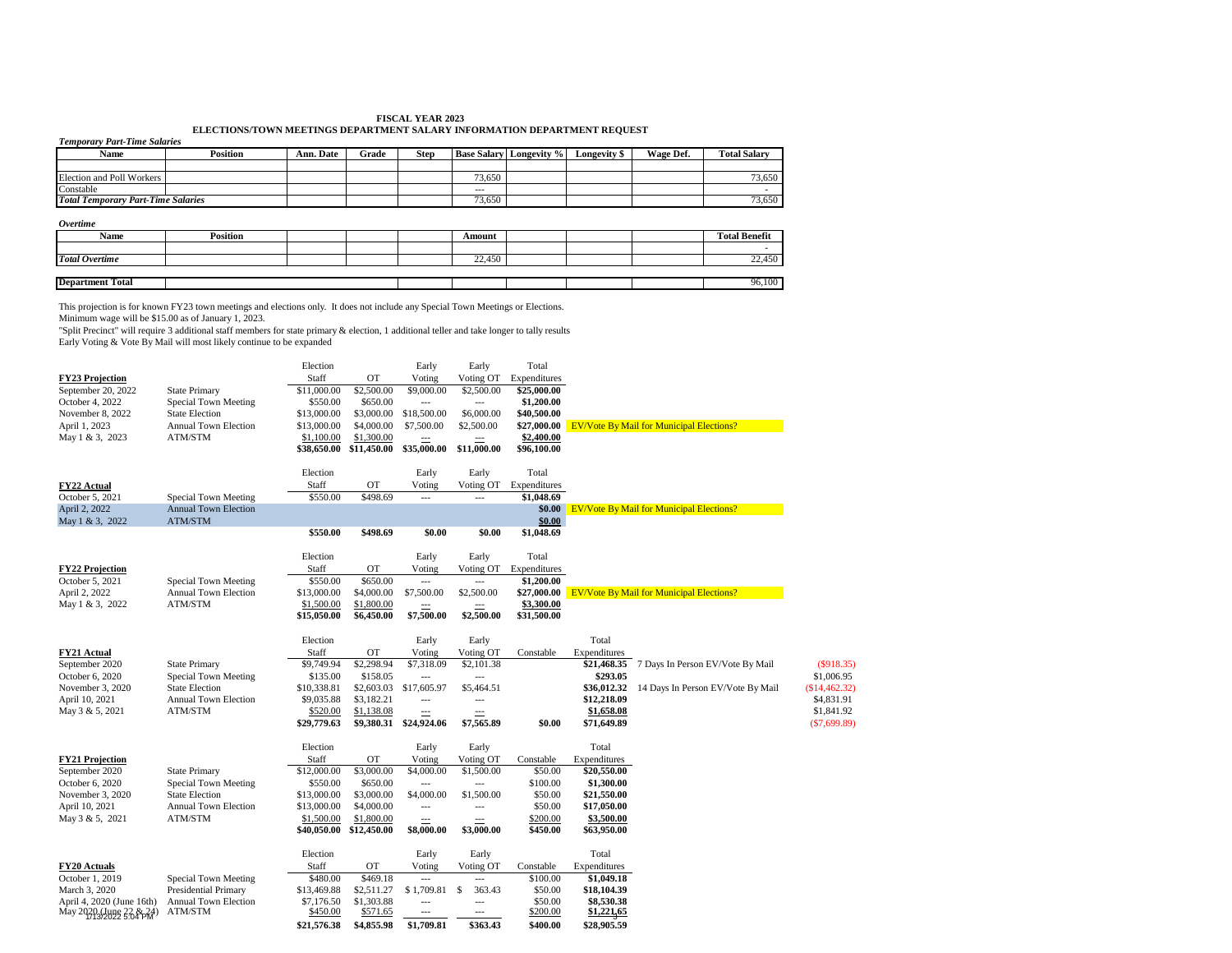# FISCAL YEAR 2023

## ELECTIONS/TOWN MEETINGS DEPARTMENT SALARY INFORMATION DEPARTMENT REQUEST

*Temporary Part-Time Salaries*

| Name | Position | Ann. Date | Grade | Step | Base Salary | Longevity % | Longevity $ | Wage Def. | Total Salary |
|---|---|---|---|---|---|---|---|---|---|
| | | | | | | | | | |
| Election and Poll Workers | | | | | 73,650 | | | | 73,650 |
| Constable | | | | | --- | | | | - |
| ***Total Temporary Part-Time Salaries*** | | | | | 73,650 | | | | 73,650 |

*Overtime*

| Name | Position | | | | Amount | | | | Total Benefit |
|---|---|---|---|---|---|---|---|---|---|
| | | | | | | | | | - |
| ***Total Overtime*** | | | | | 22,450 | | | | 22,450 |
| | | | | | | | | | |
| **Department Total** | | | | | | | | | 96,100 |

This projection is for known FY23 town meetings and elections only. It does not include any Special Town Meetings or Elections.
Minimum wage will be $15.00 as of January 1, 2023.
"Split Precinct" will require 3 additional staff members for state primary & election, 1 additional teller and take longer to tally results
Early Voting & Vote By Mail will most likely continue to be expanded

| FY23 Projection | | Election Staff | OT | Early Voting | Early Voting OT | Total Expenditures | |
|---|---|---|---|---|---|---|---|
| September 20, 2022 | State Primary | $11,000.00 | $2,500.00 | $9,000.00 | $2,500.00 | **$25,000.00** | |
| October 4, 2022 | Special Town Meeting | $550.00 | $650.00 | --- | --- | **$1,200.00** | |
| November 8, 2022 | State Election | $13,000.00 | $3,000.00 | $18,500.00 | $6,000.00 | **$40,500.00** | |
| April 1, 2023 | Annual Town Election | $13,000.00 | $4,000.00 | $7,500.00 | $2,500.00 | **$27,000.00** | EV/Vote By Mail for Municipal Elections? |
| May 1 & 3, 2023 | ATM/STM | $1,100.00 | $1,300.00 | --- | --- | **$2,400.00** | |
| | | **$38,650.00** | **$11,450.00** | **$35,000.00** | **$11,000.00** | **$96,100.00** | |

| FY22 Actual | | Election Staff | OT | Early Voting | Early Voting OT | Total Expenditures | |
|---|---|---|---|---|---|---|---|
| October 5, 2021 | Special Town Meeting | $550.00 | $498.69 | --- | --- | **$1,048.69** | |
| April 2, 2022 | Annual Town Election | | | | | **$0.00** | EV/Vote By Mail for Municipal Elections? |
| May 1 & 3, 2022 | ATM/STM | | | | | **$0.00** | |
| | | **$550.00** | **$498.69** | **$0.00** | **$0.00** | **$1,048.69** | |

| FY22 Projection | | Election Staff | OT | Early Voting | Early Voting OT | Total Expenditures | |
|---|---|---|---|---|---|---|---|
| October 5, 2021 | Special Town Meeting | $550.00 | $650.00 | --- | --- | **$1,200.00** | |
| April 2, 2022 | Annual Town Election | $13,000.00 | $4,000.00 | $7,500.00 | $2,500.00 | **$27,000.00** | EV/Vote By Mail for Municipal Elections? |
| May 1 & 3, 2022 | ATM/STM | $1,500.00 | $1,800.00 | --- | --- | **$3,300.00** | |
| | | **$15,050.00** | **$6,450.00** | **$7,500.00** | **$2,500.00** | **$31,500.00** | |

| FY21 Actual | | Election Staff | OT | Early Voting | Early Voting OT | Constable | Total Expenditures | | |
|---|---|---|---|---|---|---|---|---|---|
| September 2020 | State Primary | $9,749.94 | $2,298.94 | $7,318.09 | $2,101.38 | | **$21,468.35** | 7 Days In Person EV/Vote By Mail | ($918.35) |
| October 6, 2020 | Special Town Meeting | $135.00 | $158.05 | --- | --- | | **$293.05** | | $1,006.95 |
| November 3, 2020 | State Election | $10,338.81 | $2,603.03 | $17,605.97 | $5,464.51 | | **$36,012.32** | 14 Days In Person EV/Vote By Mail | ($14,462.32) |
| April 10, 2021 | Annual Town Election | $9,035.88 | $3,182.21 | --- | --- | | **$12,218.09** | | $4,831.91 |
| May 3 & 5, 2021 | ATM/STM | $520.00 | $1,138.08 | --- | --- | | **$1,658.08** | | $1,841.92 |
| | | **$29,779.63** | **$9,380.31** | **$24,924.06** | **$7,565.89** | **$0.00** | **$71,649.89** | | ($7,699.89) |

| FY21 Projection | | Election Staff | OT | Early Voting | Early Voting OT | Constable | Total Expenditures |
|---|---|---|---|---|---|---|---|
| September 2020 | State Primary | $12,000.00 | $3,000.00 | $4,000.00 | $1,500.00 | $50.00 | **$20,550.00** |
| October 6, 2020 | Special Town Meeting | $550.00 | $650.00 | --- | --- | $100.00 | **$1,300.00** |
| November 3, 2020 | State Election | $13,000.00 | $3,000.00 | $4,000.00 | $1,500.00 | $50.00 | **$21,550.00** |
| April 10, 2021 | Annual Town Election | $13,000.00 | $4,000.00 | --- | --- | $50.00 | **$17,050.00** |
| May 3 & 5, 2021 | ATM/STM | $1,500.00 | $1,800.00 | --- | --- | $200.00 | **$3,500.00** |
| | | **$40,050.00** | **$12,450.00** | **$8,000.00** | **$3,000.00** | **$450.00** | **$63,950.00** |

| FY20 Actuals | | Election Staff | OT | Early Voting | Early Voting OT | Constable | Total Expenditures |
|---|---|---|---|---|---|---|---|
| October 1, 2019 | Special Town Meeting | $480.00 | $469.18 | --- | --- | $100.00 | **$1,049.18** |
| March 3, 2020 | Presidential Primary | $13,469.88 | $2,511.27 | $1,709.81 | $ 363.43 | $50.00 | **$18,104.39** |
| April 4, 2020 (June 16th) | Annual Town Election | $7,176.50 | $1,303.88 | --- | --- | $50.00 | **$8,530.38** |
| May 2020 (June 22 & 24) | ATM/STM | $450.00 | $571.65 | --- | --- | $200.00 | **$1,221.65** |
| | | **$21,576.38** | **$4,855.98** | **$1,709.81** | **$363.43** | **$400.00** | **$28,905.59** |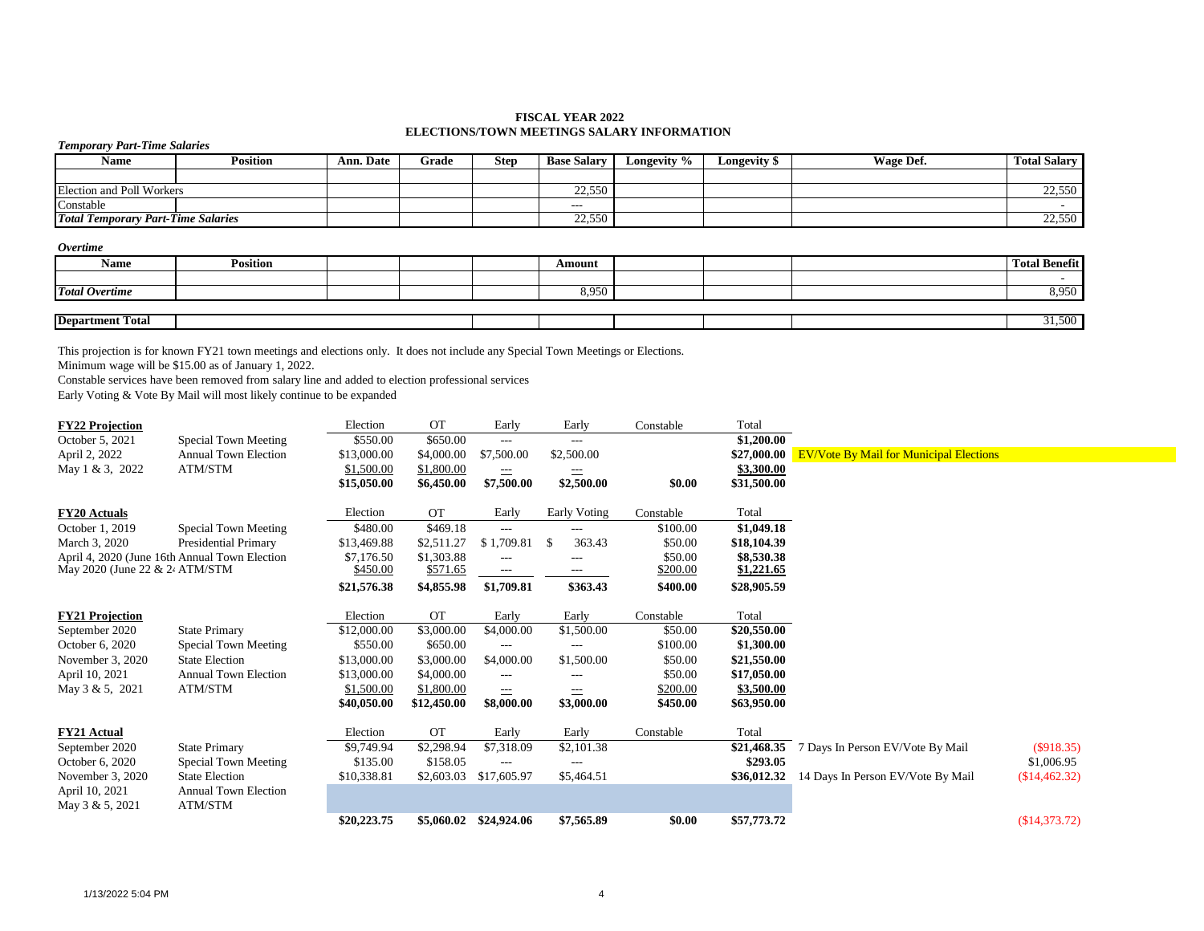**FISCAL YEAR 2022**
**ELECTIONS/TOWN MEETINGS SALARY INFORMATION**

*Temporary Part-Time Salaries*

| Name | Position | Ann. Date | Grade | Step | Base Salary | Longevity % | Longevity $ | Wage Def. | Total Salary |
|---|---|---|---|---|---|---|---|---|---|
| | | | | | | | | | |
| Election and Poll Workers | | | | | 22,550 | | | | 22,550 |
| Constable | | | | | --- | | | | - |
| ***Total Temporary Part-Time Salaries*** | | | | | 22,550 | | | | 22,550 |

*Overtime*

| Name | Position | | | | Amount | | | | Total Benefit |
|---|---|---|---|---|---|---|---|---|---|
| | | | | | | | | | - |
| ***Total Overtime*** | | | | | 8,950 | | | | 8,950 |
| | | | | | | | | | |
| **Department Total** | | | | | | | | | 31,500 |

This projection is for known FY21 town meetings and elections only. It does not include any Special Town Meetings or Elections.
Minimum wage will be $15.00 as of January 1, 2022.
Constable services have been removed from salary line and added to election professional services
Early Voting & Vote By Mail will most likely continue to be expanded

| **FY22 Projection** | | Election | OT | Early | Early | Constable | Total | | |
|---|---|---|---|---|---|---|---|---|---|
| October 5, 2021 | Special Town Meeting | $550.00 | $650.00 | --- | --- | | **$1,200.00** | | |
| April 2, 2022 | Annual Town Election | $13,000.00 | $4,000.00 | $7,500.00 | $2,500.00 | | **$27,000.00** | EV/Vote By Mail for Municipal Elections | |
| May 1 & 3, 2022 | ATM/STM | $1,500.00 | $1,800.00 | --- | --- | | **$3,300.00** | | |
| | | **$15,050.00** | **$6,450.00** | **$7,500.00** | **$2,500.00** | **$0.00** | **$31,500.00** | | |

| **FY20 Actuals** | | Election | OT | Early | Early Voting | Constable | Total |
|---|---|---|---|---|---|---|---|
| October 1, 2019 | Special Town Meeting | $480.00 | $469.18 | --- | --- | $100.00 | **$1,049.18** |
| March 3, 2020 | Presidential Primary | $13,469.88 | $2,511.27 | $1,709.81 | $ 363.43 | $50.00 | **$18,104.39** |
| April 4, 2020 (June 16th | Annual Town Election | $7,176.50 | $1,303.88 | --- | --- | $50.00 | **$8,530.38** |
| May 2020 (June 22 & 2 | ATM/STM | $450.00 | $571.65 | --- | --- | $200.00 | **$1,221.65** |
| | | **$21,576.38** | **$4,855.98** | **$1,709.81** | **$363.43** | **$400.00** | **$28,905.59** |

| **FY21 Projection** | | Election | OT | Early | Early | Constable | Total |
|---|---|---|---|---|---|---|---|
| September 2020 | State Primary | $12,000.00 | $3,000.00 | $4,000.00 | $1,500.00 | $50.00 | **$20,550.00** |
| October 6, 2020 | Special Town Meeting | $550.00 | $650.00 | --- | --- | $100.00 | **$1,300.00** |
| November 3, 2020 | State Election | $13,000.00 | $3,000.00 | $4,000.00 | $1,500.00 | $50.00 | **$21,550.00** |
| April 10, 2021 | Annual Town Election | $13,000.00 | $4,000.00 | --- | --- | $50.00 | **$17,050.00** |
| May 3 & 5, 2021 | ATM/STM | $1,500.00 | $1,800.00 | --- | --- | $200.00 | **$3,500.00** |
| | | **$40,050.00** | **$12,450.00** | **$8,000.00** | **$3,000.00** | **$450.00** | **$63,950.00** |

| **FY21 Actual** | | Election | OT | Early | Early | Constable | Total | | |
|---|---|---|---|---|---|---|---|---|---|
| September 2020 | State Primary | $9,749.94 | $2,298.94 | $7,318.09 | $2,101.38 | | **$21,468.35** | 7 Days In Person EV/Vote By Mail | ($918.35) |
| October 6, 2020 | Special Town Meeting | $135.00 | $158.05 | --- | --- | | **$293.05** | | $1,006.95 |
| November 3, 2020 | State Election | $10,338.81 | $2,603.03 | $17,605.97 | $5,464.51 | | **$36,012.32** | 14 Days In Person EV/Vote By Mail | ($14,462.32) |
| April 10, 2021 | Annual Town Election | | | | | | | | |
| May 3 & 5, 2021 | ATM/STM | | | | | | | | |
| | | **$20,223.75** | **$5,060.02** | **$24,924.06** | **$7,565.89** | **$0.00** | **$57,773.72** | | ($14,373.72) |

1/13/2022 5:04 PM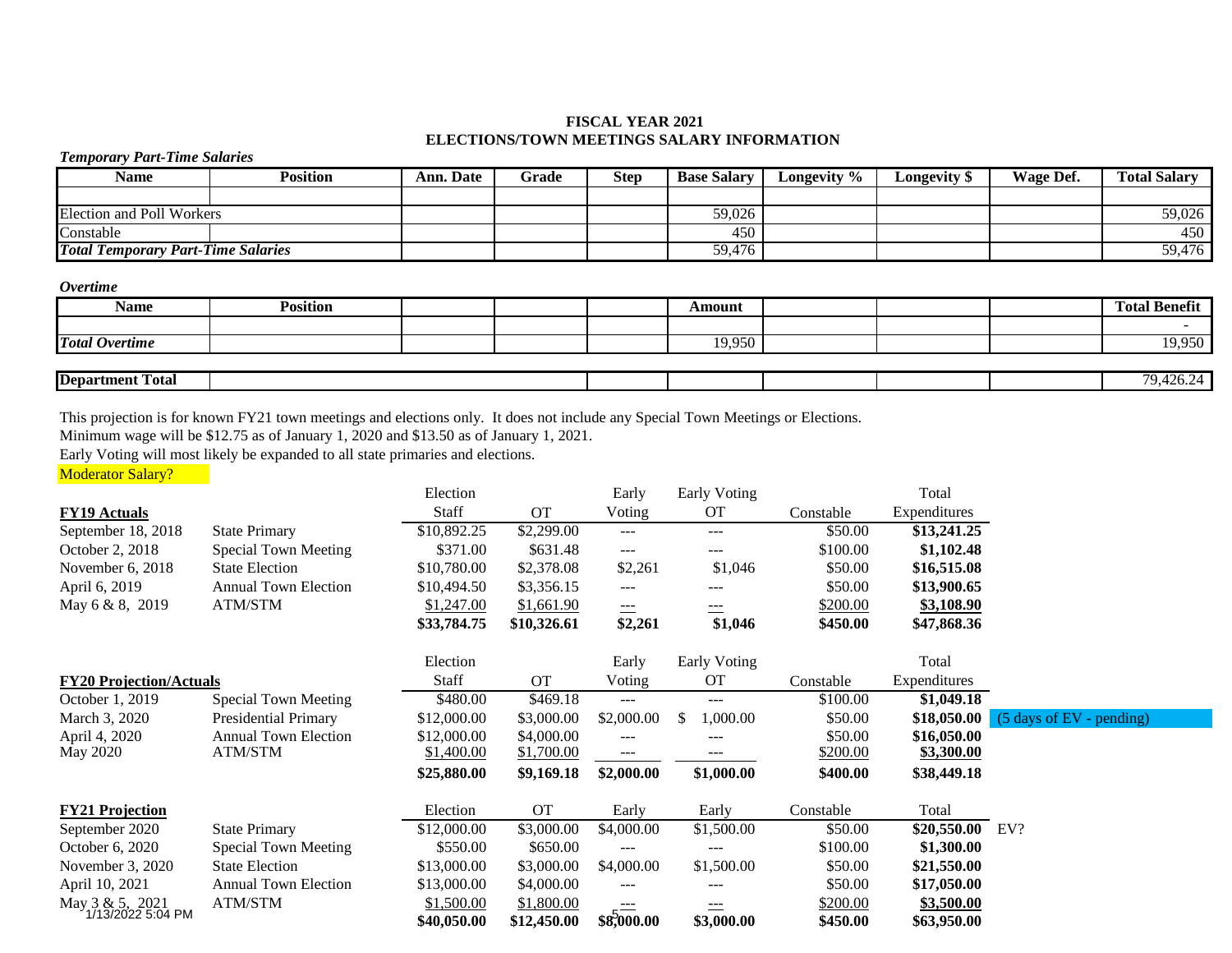**FISCAL YEAR 2021**
**ELECTIONS/TOWN MEETINGS SALARY INFORMATION**

***Temporary Part-Time Salaries***

| Name | Position | Ann. Date | Grade | Step | Base Salary | Longevity % | Longevity $ | Wage Def. | Total Salary |
|---|---|---|---|---|---|---|---|---|---|
| | | | | | | | | | |
| Election and Poll Workers | | | | | 59,026 | | | | 59,026 |
| Constable | | | | | 450 | | | | 450 |
| ***Total Temporary Part-Time Salaries*** | | | | | 59,476 | | | | 59,476 |

***Overtime***

| Name | Position | | | | Amount | | | | Total Benefit |
|---|---|---|---|---|---|---|---|---|---|
| | | | | | | | | | - |
| ***Total Overtime*** | | | | | 19,950 | | | | 19,950 |

| **Department Total** | | | | | | | | | 79,426.24 |
|---|---|---|---|---|---|---|---|---|---|

This projection is for known FY21 town meetings and elections only. It does not include any Special Town Meetings or Elections.
Minimum wage will be $12.75 as of January 1, 2020 and $13.50 as of January 1, 2021.
Early Voting will most likely be expanded to all state primaries and elections.
Moderator Salary?

| **FY19 Actuals** | | Election Staff | OT | Early Voting | Early Voting OT | Constable | Total Expenditures | |
|---|---|---|---|---|---|---|---|---|
| September 18, 2018 | State Primary | $10,892.25 | $2,299.00 | --- | --- | $50.00 | **$13,241.25** | |
| October 2, 2018 | Special Town Meeting | $371.00 | $631.48 | --- | --- | $100.00 | **$1,102.48** | |
| November 6, 2018 | State Election | $10,780.00 | $2,378.08 | $2,261 | $1,046 | $50.00 | **$16,515.08** | |
| April 6, 2019 | Annual Town Election | $10,494.50 | $3,356.15 | --- | --- | $50.00 | **$13,900.65** | |
| May 6 & 8, 2019 | ATM/STM | $1,247.00 | $1,661.90 | --- | --- | $200.00 | **$3,108.90** | |
| | | **$33,784.75** | **$10,326.61** | **$2,261** | **$1,046** | **$450.00** | **$47,868.36** | |

| **FY20 Projection/Actuals** | | Election Staff | OT | Early Voting | Early Voting OT | Constable | Total Expenditures | |
|---|---|---|---|---|---|---|---|---|
| October 1, 2019 | Special Town Meeting | $480.00 | $469.18 | --- | --- | $100.00 | **$1,049.18** | |
| March 3, 2020 | Presidential Primary | $12,000.00 | $3,000.00 | $2,000.00 | $ 1,000.00 | $50.00 | **$18,050.00** | (5 days of EV - pending) |
| April 4, 2020 | Annual Town Election | $12,000.00 | $4,000.00 | --- | --- | $50.00 | **$16,050.00** | |
| May 2020 | ATM/STM | $1,400.00 | $1,700.00 | --- | --- | $200.00 | **$3,300.00** | |
| | | **$25,880.00** | **$9,169.18** | **$2,000.00** | **$1,000.00** | **$400.00** | **$38,449.18** | |

| **FY21 Projection** | | Election | OT | Early | Early | Constable | Total | |
|---|---|---|---|---|---|---|---|---|
| September 2020 | State Primary | $12,000.00 | $3,000.00 | $4,000.00 | $1,500.00 | $50.00 | **$20,550.00** | EV? |
| October 6, 2020 | Special Town Meeting | $550.00 | $650.00 | --- | --- | $100.00 | **$1,300.00** | |
| November 3, 2020 | State Election | $13,000.00 | $3,000.00 | $4,000.00 | $1,500.00 | $50.00 | **$21,550.00** | |
| April 10, 2021 | Annual Town Election | $13,000.00 | $4,000.00 | --- | --- | $50.00 | **$17,050.00** | |
| May 3 & 5, 2021 | ATM/STM | $1,500.00 | $1,800.00 | --- | --- | $200.00 | **$3,500.00** | |
| | | **$40,050.00** | **$12,450.00** | **$8,000.00** | **$3,000.00** | **$450.00** | **$63,950.00** | |

1/13/2022 5:04 PM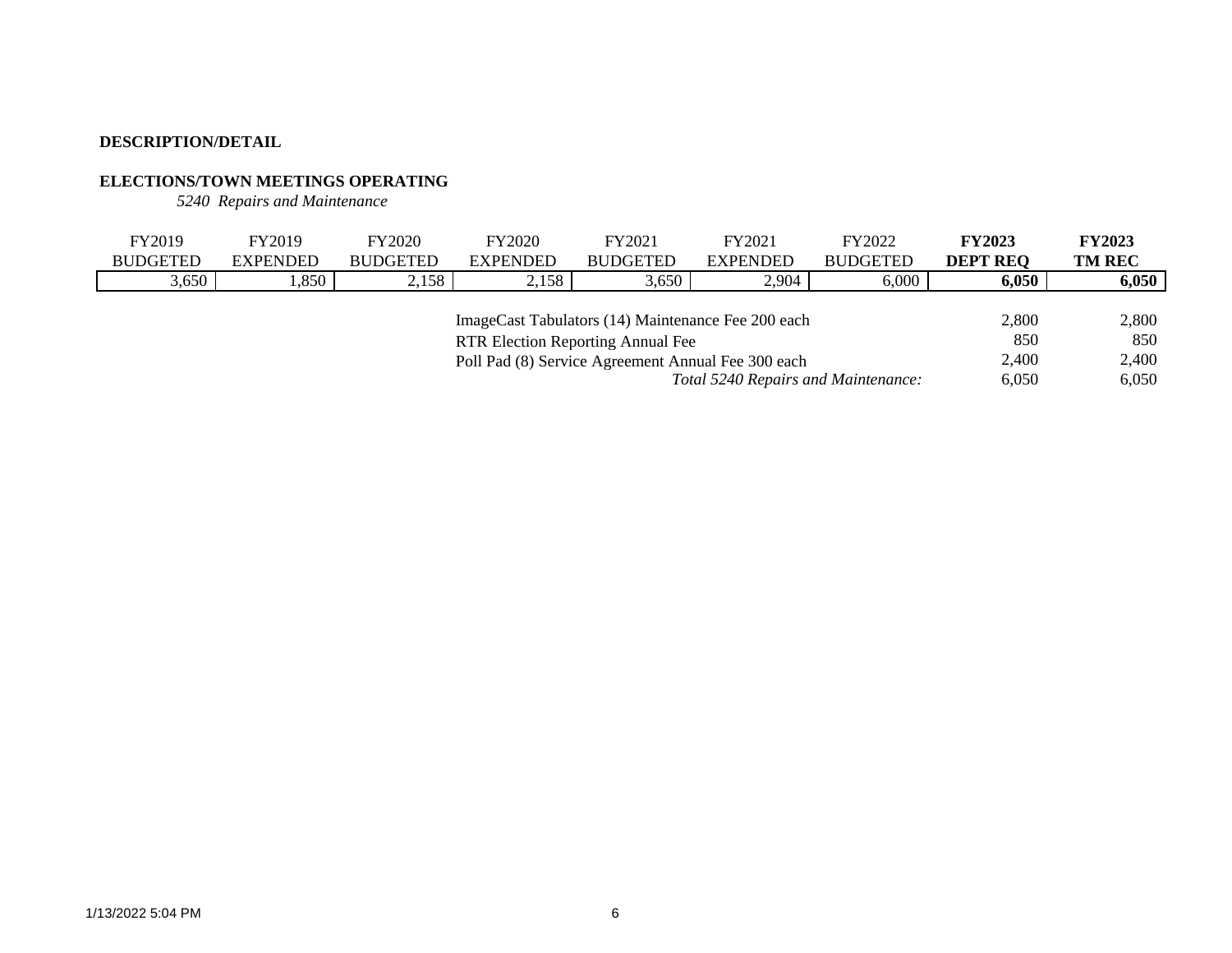**DESCRIPTION/DETAIL**

**ELECTIONS/TOWN MEETINGS OPERATING**

*5240 Repairs and Maintenance*

| FY2019 BUDGETED | FY2019 EXPENDED | FY2020 BUDGETED | FY2020 EXPENDED | FY2021 BUDGETED | FY2021 EXPENDED | FY2022 BUDGETED | **FY2023 DEPT REQ** | **FY2023 TM REC** |
|---|---|---|---|---|---|---|---|---|
| 3,650 | 1,850 | 2,158 | 2,158 | 3,650 | 2,904 | 6,000 | **6,050** | **6,050** |

| Description | FY2023 DEPT REQ | FY2023 TM REC |
|---|---|---|
| ImageCast Tabulators (14) Maintenance Fee 200 each | 2,800 | 2,800 |
| RTR Election Reporting Annual Fee | 850 | 850 |
| Poll Pad (8) Service Agreement Annual Fee 300 each | 2,400 | 2,400 |
| *Total 5240 Repairs and Maintenance:* | 6,050 | 6,050 |

1/13/2022 5:04 PM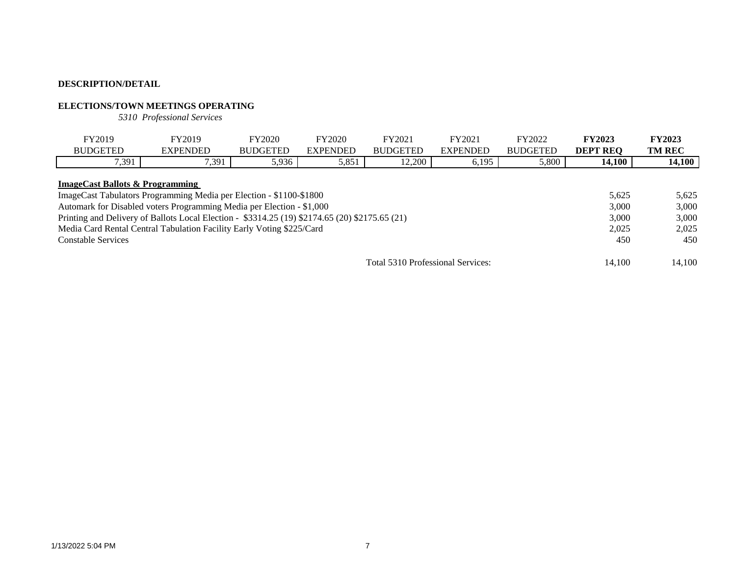**DESCRIPTION/DETAIL**

**ELECTIONS/TOWN MEETINGS OPERATING**

*5310 Professional Services*

| FY2019 BUDGETED | FY2019 EXPENDED | FY2020 BUDGETED | FY2020 EXPENDED | FY2021 BUDGETED | FY2021 EXPENDED | FY2022 BUDGETED | **FY2023 DEPT REQ** | **FY2023 TM REC** |
|---|---|---|---|---|---|---|---|---|
| 7,391 | 7,391 | 5,936 | 5,851 | 12,200 | 6,195 | 5,800 | **14,100** | **14,100** |

**ImageCast Ballots & Programming**

| Description | FY2023 DEPT REQ | FY2023 TM REC |
|---|---|---|
| ImageCast Tabulators Programming Media per Election - $1100-$1800 | 5,625 | 5,625 |
| Automark for Disabled voters Programming Media per Election - $1,000 | 3,000 | 3,000 |
| Printing and Delivery of Ballots Local Election - $3314.25 (19) $2174.65 (20) $2175.65 (21) | 3,000 | 3,000 |
| Media Card Rental Central Tabulation Facility Early Voting $225/Card | 2,025 | 2,025 |
| Constable Services | 450 | 450 |
| Total 5310 Professional Services: | 14,100 | 14,100 |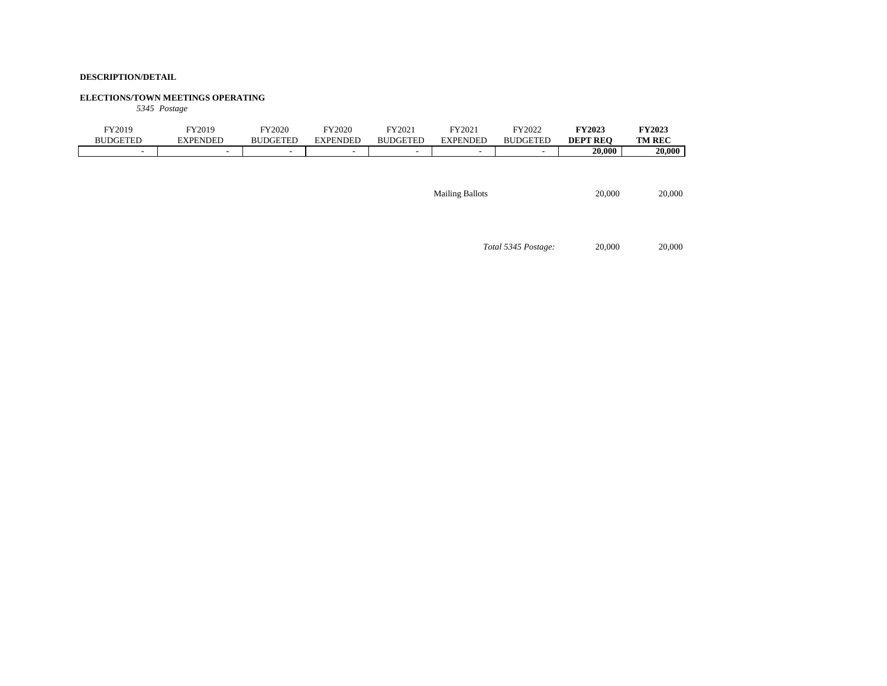**DESCRIPTION/DETAIL**

**ELECTIONS/TOWN MEETINGS OPERATING**

*5345 Postage*

| FY2019 BUDGETED | FY2019 EXPENDED | FY2020 BUDGETED | FY2020 EXPENDED | FY2021 BUDGETED | FY2021 EXPENDED | FY2022 BUDGETED | **FY2023 DEPT REQ** | **FY2023 TM REC** |
|---|---|---|---|---|---|---|---|---|
| - | - | - | - | - | - | - | **20,000** | **20,000** |

| | | | |
|---|---|---|---|
| Mailing Ballots | | 20,000 | 20,000 |
| | *Total 5345 Postage:* | 20,000 | 20,000 |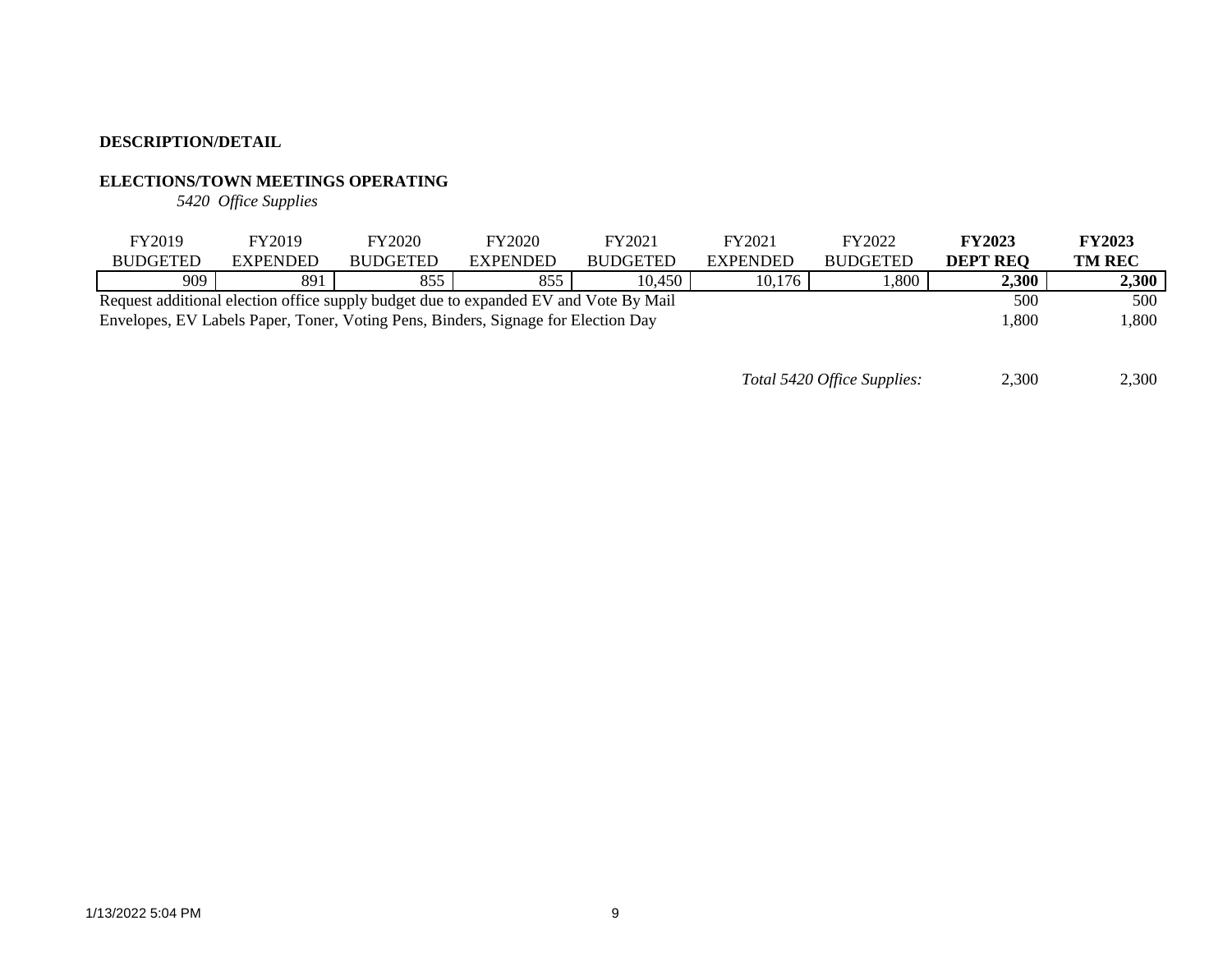**DESCRIPTION/DETAIL**

**ELECTIONS/TOWN MEETINGS OPERATING**

*5420 Office Supplies*

| FY2019 BUDGETED | FY2019 EXPENDED | FY2020 BUDGETED | FY2020 EXPENDED | FY2021 BUDGETED | FY2021 EXPENDED | FY2022 BUDGETED | **FY2023 DEPT REQ** | **FY2023 TM REC** |
|---|---|---|---|---|---|---|---|---|
| 909 | 891 | 855 | 855 | 10,450 | 10,176 | 1,800 | **2,300** | **2,300** |

| Description | FY2023 DEPT REQ | FY2023 TM REC |
|---|---|---|
| Request additional election office supply budget due to expanded EV and Vote By Mail | 500 | 500 |
| Envelopes, EV Labels Paper, Toner, Voting Pens, Binders, Signage for Election Day | 1,800 | 1,800 |
| *Total 5420 Office Supplies:* | 2,300 | 2,300 |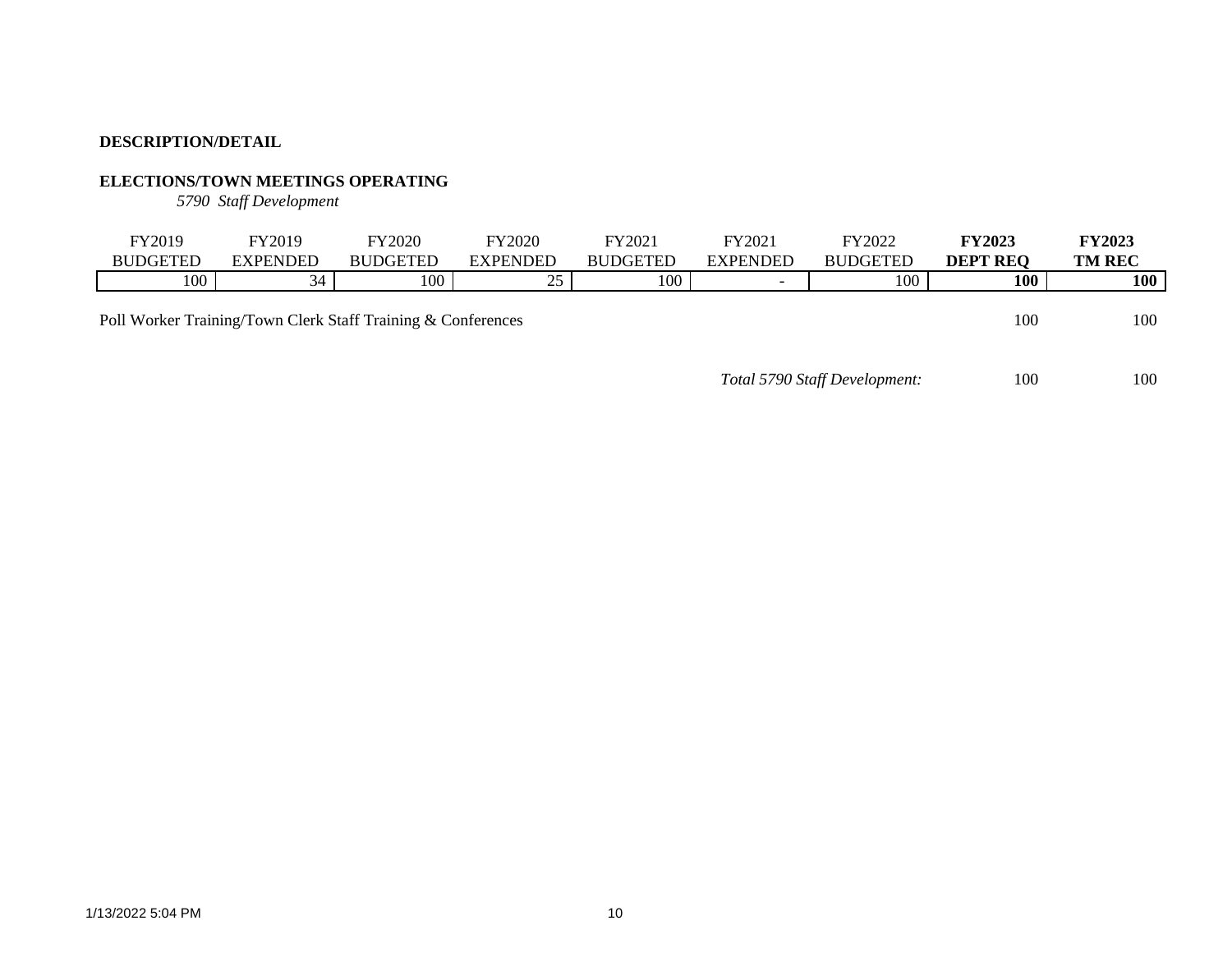**DESCRIPTION/DETAIL**

**ELECTIONS/TOWN MEETINGS OPERATING**

*5790 Staff Development*

| FY2019 BUDGETED | FY2019 EXPENDED | FY2020 BUDGETED | FY2020 EXPENDED | FY2021 BUDGETED | FY2021 EXPENDED | FY2022 BUDGETED | **FY2023 DEPT REQ** | **FY2023 TM REC** |
|---|---|---|---|---|---|---|---|---|
| 100 | 34 | 100 | 25 | 100 | - | 100 | **100** | **100** |

| | | |
|---|---|---|
| Poll Worker Training/Town Clerk Staff Training & Conferences | 100 | 100 |
| *Total 5790 Staff Development:* | 100 | 100 |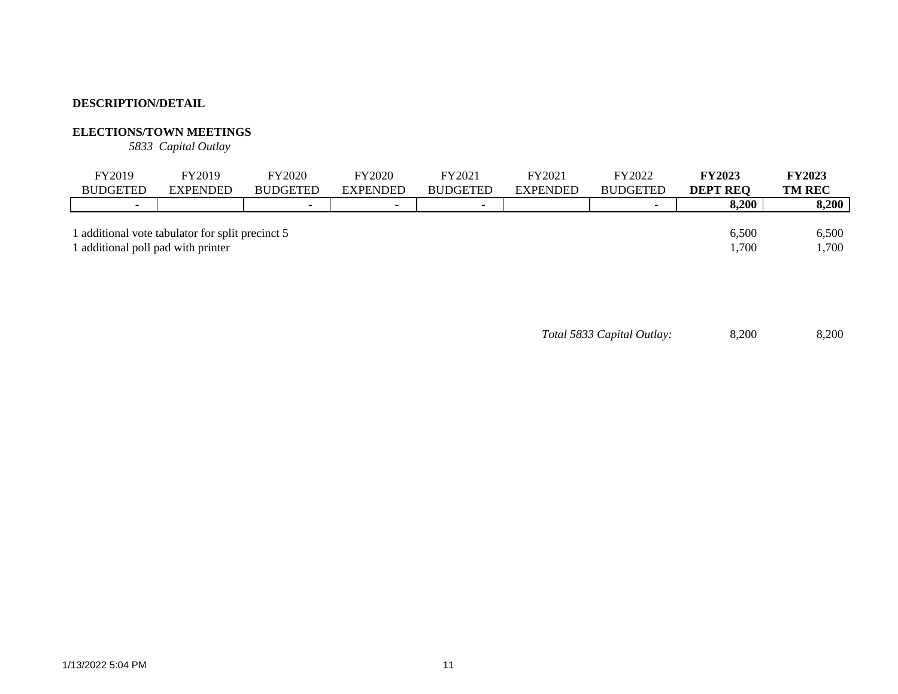**DESCRIPTION/DETAIL**

**ELECTIONS/TOWN MEETINGS**

*5833 Capital Outlay*

| FY2019 BUDGETED | FY2019 EXPENDED | FY2020 BUDGETED | FY2020 EXPENDED | FY2021 BUDGETED | FY2021 EXPENDED | FY2022 BUDGETED | **FY2023 DEPT REQ** | **FY2023 TM REC** |
|---|---|---|---|---|---|---|---|---|
| - | | - | - | - | | - | **8,200** | **8,200** |

| | | |
|---|---|---|
| 1 additional vote tabulator for split precinct 5 | 6,500 | 6,500 |
| 1 additional poll pad with printer | 1,700 | 1,700 |
| *Total 5833 Capital Outlay:* | 8,200 | 8,200 |

1/13/2022 5:04 PM